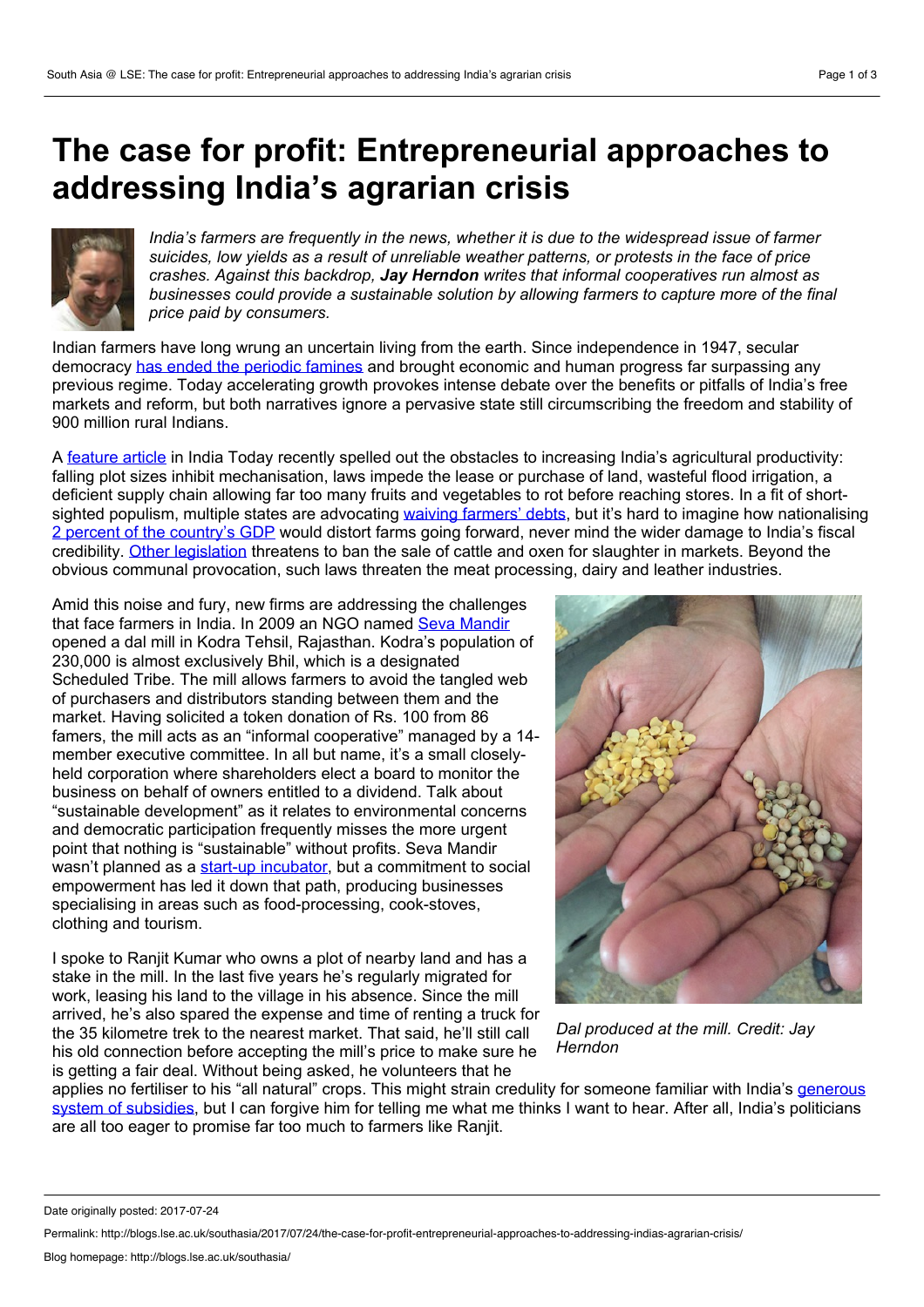# The case for profit: Entrepreneurial approaches to addressing India's agrarian crisis

*India's farmers are frequently in the news, whether it is due to the widespread issue of farmer suicides, low yields as a result of unreliable weather patterns, or protests in the face of price crashes. Against this backdrop, **Jay Herndon** writes that informal cooperatives run almost as businesses could provide a sustainable solution by allowing farmers to capture more of the final price paid by consumers.*

Indian farmers have long wrung an uncertain living from the earth. Since independence in 1947, secular democracy has ended the periodic famines and brought economic and human progress far surpassing any previous regime. Today accelerating growth provokes intense debate over the benefits or pitfalls of India's free markets and reform, but both narratives ignore a pervasive state still circumscribing the freedom and stability of 900 million rural Indians.

A feature article in India Today recently spelled out the obstacles to increasing India's agricultural productivity: falling plot sizes inhibit mechanisation, laws impede the lease or purchase of land, wasteful flood irrigation, a deficient supply chain allowing far too many fruits and vegetables to rot before reaching stores. In a fit of short-sighted populism, multiple states are advocating waiving farmers' debts, but it's hard to imagine how nationalising 2 percent of the country's GDP would distort farms going forward, never mind the wider damage to India's fiscal credibility. Other legislation threatens to ban the sale of cattle and oxen for slaughter in markets. Beyond the obvious communal provocation, such laws threaten the meat processing, dairy and leather industries.

Amid this noise and fury, new firms are addressing the challenges that face farmers in India. In 2009 an NGO named Seva Mandir opened a dal mill in Kodra Tehsil, Rajasthan. Kodra's population of 230,000 is almost exclusively Bhil, which is a designated Scheduled Tribe. The mill allows farmers to avoid the tangled web of purchasers and distributors standing between them and the market. Having solicited a token donation of Rs. 100 from 86 famers, the mill acts as an "informal cooperative" managed by a 14-member executive committee. In all but name, it's a small closely-held corporation where shareholders elect a board to monitor the business on behalf of owners entitled to a dividend. Talk about "sustainable development" as it relates to environmental concerns and democratic participation frequently misses the more urgent point that nothing is "sustainable" without profits. Seva Mandir wasn't planned as a start-up incubator, but a commitment to social empowerment has led it down that path, producing businesses specialising in areas such as food-processing, cook-stoves, clothing and tourism.

*Dal produced at the mill. Credit: Jay Herndon*

I spoke to Ranjit Kumar who owns a plot of nearby land and has a stake in the mill. In the last five years he's regularly migrated for work, leasing his land to the village in his absence. Since the mill arrived, he's also spared the expense and time of renting a truck for the 35 kilometre trek to the nearest market. That said, he'll still call his old connection before accepting the mill's price to make sure he is getting a fair deal. Without being asked, he volunteers that he applies no fertiliser to his "all natural" crops. This might strain credulity for someone familiar with India's generous system of subsidies, but I can forgive him for telling me what me thinks I want to hear. After all, India's politicians are all too eager to promise far too much to farmers like Ranjit.

Date originally posted: 2017-07-24

Permalink: http://blogs.lse.ac.uk/southasia/2017/07/24/the-case-for-profit-entrepreneurial-approaches-to-addressing-indias-agrarian-crisis/

Blog homepage: http://blogs.lse.ac.uk/southasia/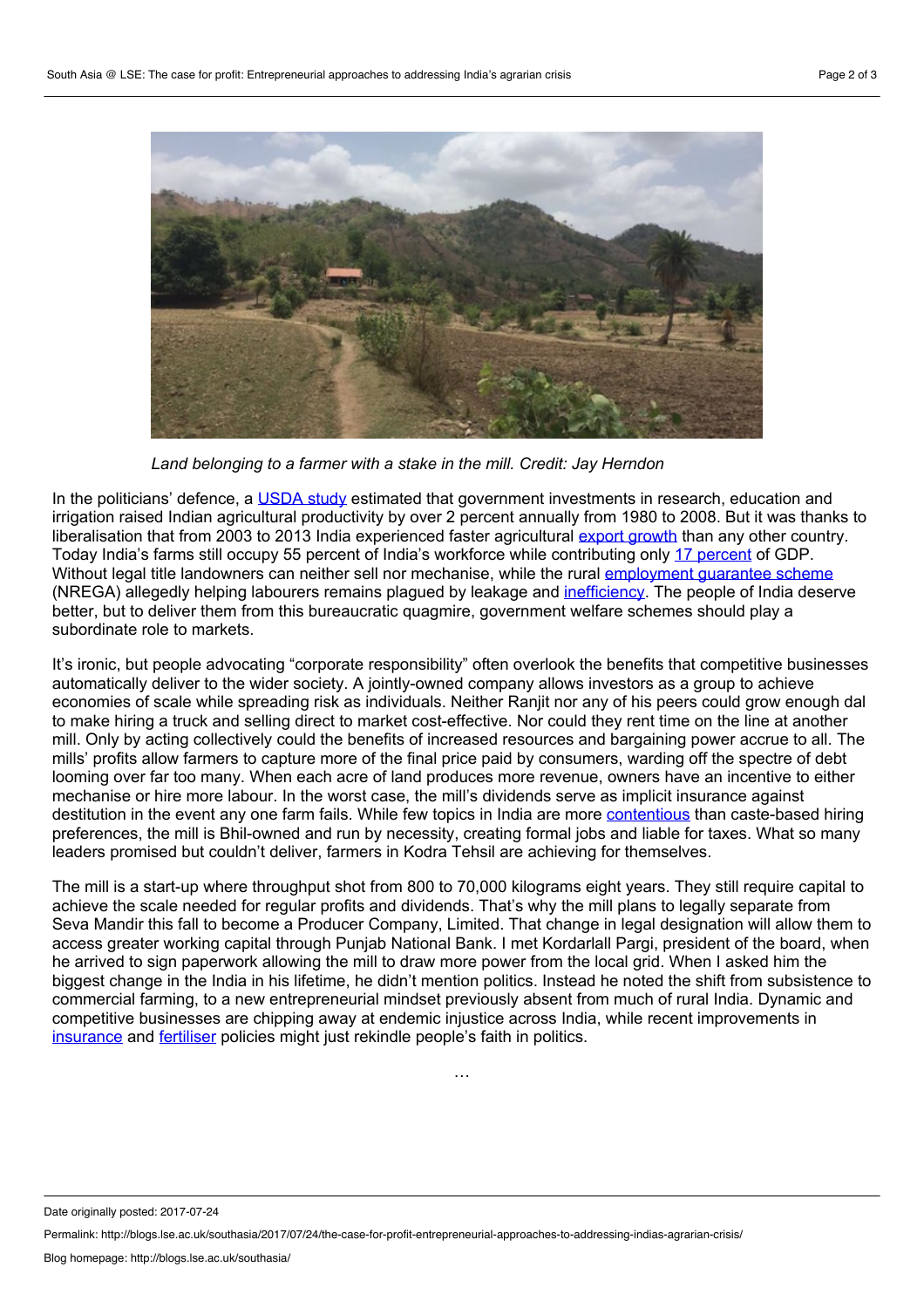*Land belonging to a farmer with a stake in the mill. Credit: Jay Herndon*

In the politicians' defence, a USDA study estimated that government investments in research, education and irrigation raised Indian agricultural productivity by over 2 percent annually from 1980 to 2008. But it was thanks to liberalisation that from 2003 to 2013 India experienced faster agricultural export growth than any other country. Today India's farms still occupy 55 percent of India's workforce while contributing only 17 percent of GDP. Without legal title landowners can neither sell nor mechanise, while the rural employment guarantee scheme (NREGA) allegedly helping labourers remains plagued by leakage and inefficiency. The people of India deserve better, but to deliver them from this bureaucratic quagmire, government welfare schemes should play a subordinate role to markets.

It's ironic, but people advocating "corporate responsibility" often overlook the benefits that competitive businesses automatically deliver to the wider society. A jointly-owned company allows investors as a group to achieve economies of scale while spreading risk as individuals. Neither Ranjit nor any of his peers could grow enough dal to make hiring a truck and selling direct to market cost-effective. Nor could they rent time on the line at another mill. Only by acting collectively could the benefits of increased resources and bargaining power accrue to all. The mills' profits allow farmers to capture more of the final price paid by consumers, warding off the spectre of debt looming over far too many. When each acre of land produces more revenue, owners have an incentive to either mechanise or hire more labour. In the worst case, the mill's dividends serve as implicit insurance against destitution in the event any one farm fails. While few topics in India are more contentious than caste-based hiring preferences, the mill is Bhil-owned and run by necessity, creating formal jobs and liable for taxes. What so many leaders promised but couldn't deliver, farmers in Kodra Tehsil are achieving for themselves.

The mill is a start-up where throughput shot from 800 to 70,000 kilograms eight years. They still require capital to achieve the scale needed for regular profits and dividends. That's why the mill plans to legally separate from Seva Mandir this fall to become a Producer Company, Limited. That change in legal designation will allow them to access greater working capital through Punjab National Bank. I met Kordarlall Pargi, president of the board, when he arrived to sign paperwork allowing the mill to draw more power from the local grid. When I asked him the biggest change in the India in his lifetime, he didn't mention politics. Instead he noted the shift from subsistence to commercial farming, to a new entrepreneurial mindset previously absent from much of rural India. Dynamic and competitive businesses are chipping away at endemic injustice across India, while recent improvements in insurance and fertiliser policies might just rekindle people's faith in politics.

…

Date originally posted: 2017-07-24

Permalink: http://blogs.lse.ac.uk/southasia/2017/07/24/the-case-for-profit-entrepreneurial-approaches-to-addressing-indias-agrarian-crisis/

Blog homepage: http://blogs.lse.ac.uk/southasia/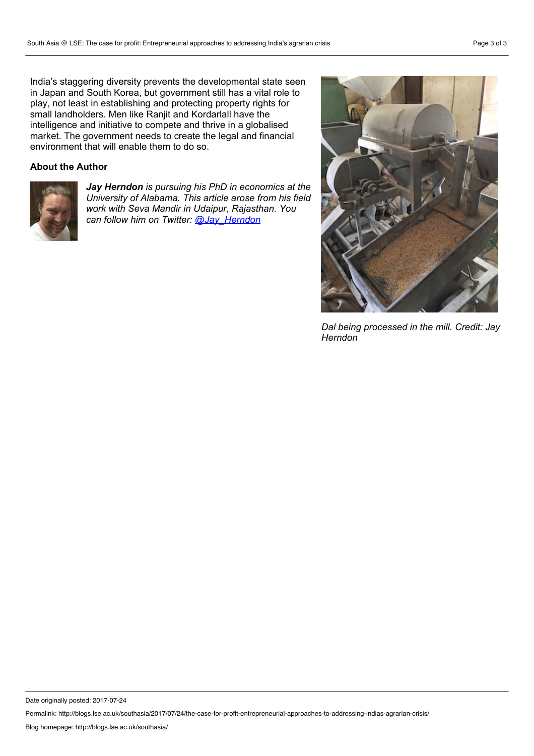India's staggering diversity prevents the developmental state seen in Japan and South Korea, but government still has a vital role to play, not least in establishing and protecting property rights for small landholders. Men like Ranjit and Kordarlall have the intelligence and initiative to compete and thrive in a globalised market. The government needs to create the legal and financial environment that will enable them to do so.

*Dal being processed in the mill. Credit: Jay Herndon*

### About the Author

***Jay Herndon*** *is pursuing his PhD in economics at the University of Alabama. This article arose from his field work with Seva Mandir in Udaipur, Rajasthan. You can follow him on Twitter: @Jay_Herndon*

Date originally posted: 2017-07-24

Permalink: http://blogs.lse.ac.uk/southasia/2017/07/24/the-case-for-profit-entrepreneurial-approaches-to-addressing-indias-agrarian-crisis/

Blog homepage: http://blogs.lse.ac.uk/southasia/